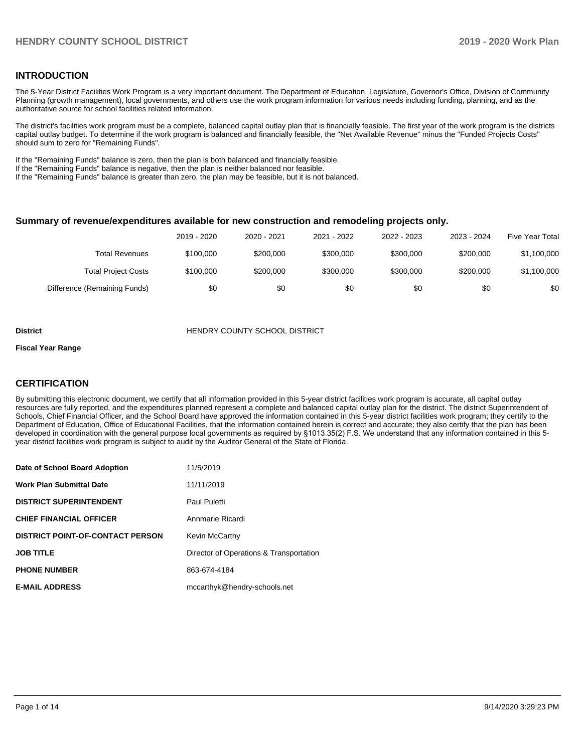## INTRODUCTION

The 5-Year District Facilities Work Program is a very important document. The Department of Education, Legislature, Governor's Office, Division of Community Planning (growth management), local governments, and others use the work program information for various needs including funding, planning, and as the authoritative source for school facilities related information.

The district's facilities work program must be a complete, balanced capital outlay plan that is financially feasible. The first year of the work program is the districts capital outlay budget. To determine if the work program is balanced and financially feasible, the "Net Available Revenue" minus the "Funded Projects Costs" should sum to zero for "Remaining Funds".

If the "Remaining Funds" balance is zero, then the plan is both balanced and financially feasible.
If the "Remaining Funds" balance is negative, then the plan is neither balanced nor feasible.
If the "Remaining Funds" balance is greater than zero, the plan may be feasible, but it is not balanced.

### Summary of revenue/expenditures available for new construction and remodeling projects only.

| | 2019 - 2020 | 2020 - 2021 | 2021 - 2022 | 2022 - 2023 | 2023 - 2024 | Five Year Total |
|---|---|---|---|---|---|---|
| Total Revenues | $100,000 | $200,000 | $300,000 | $300,000 | $200,000 | $1,100,000 |
| Total Project Costs | $100,000 | $200,000 | $300,000 | $300,000 | $200,000 | $1,100,000 |
| Difference (Remaining Funds) | $0 | $0 | $0 | $0 | $0 | $0 |

**District** HENDRY COUNTY SCHOOL DISTRICT

**Fiscal Year Range**

## CERTIFICATION

By submitting this electronic document, we certify that all information provided in this 5-year district facilities work program is accurate, all capital outlay resources are fully reported, and the expenditures planned represent a complete and balanced capital outlay plan for the district. The district Superintendent of Schools, Chief Financial Officer, and the School Board have approved the information contained in this 5-year district facilities work program; they certify to the Department of Education, Office of Educational Facilities, that the information contained herein is correct and accurate; they also certify that the plan has been developed in coordination with the general purpose local governments as required by §1013.35(2) F.S. We understand that any information contained in this 5-year district facilities work program is subject to audit by the Auditor General of the State of Florida.

| | |
|---|---|
| **Date of School Board Adoption** | 11/5/2019 |
| **Work Plan Submittal Date** | 11/11/2019 |
| **DISTRICT SUPERINTENDENT** | Paul Puletti |
| **CHIEF FINANCIAL OFFICER** | Annmarie Ricardi |
| **DISTRICT POINT-OF-CONTACT PERSON** | Kevin McCarthy |
| **JOB TITLE** | Director of Operations & Transportation |
| **PHONE NUMBER** | 863-674-4184 |
| **E-MAIL ADDRESS** | mccarthyk@hendry-schools.net |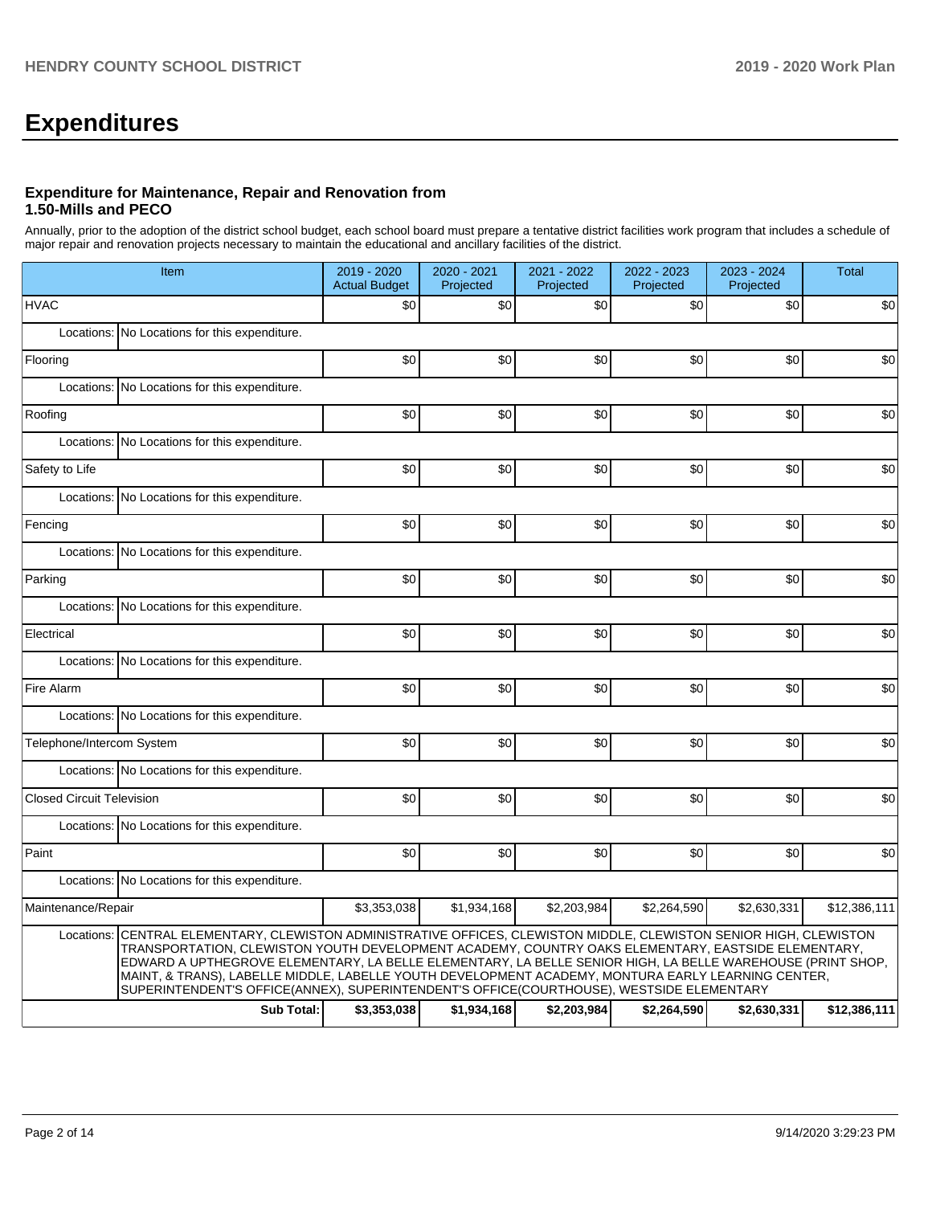# Expenditures

### Expenditure for Maintenance, Repair and Renovation from 1.50-Mills and PECO

Annually, prior to the adoption of the district school budget, each school board must prepare a tentative district facilities work program that includes a schedule of major repair and renovation projects necessary to maintain the educational and ancillary facilities of the district.

| Item | | 2019 - 2020 Actual Budget | 2020 - 2021 Projected | 2021 - 2022 Projected | 2022 - 2023 Projected | 2023 - 2024 Projected | Total |
|---|---|---|---|---|---|---|---|
| HVAC | | $0 | $0 | $0 | $0 | $0 | $0 |
| Locations: | No Locations for this expenditure. | | | | | | |
| Flooring | | $0 | $0 | $0 | $0 | $0 | $0 |
| Locations: | No Locations for this expenditure. | | | | | | |
| Roofing | | $0 | $0 | $0 | $0 | $0 | $0 |
| Locations: | No Locations for this expenditure. | | | | | | |
| Safety to Life | | $0 | $0 | $0 | $0 | $0 | $0 |
| Locations: | No Locations for this expenditure. | | | | | | |
| Fencing | | $0 | $0 | $0 | $0 | $0 | $0 |
| Locations: | No Locations for this expenditure. | | | | | | |
| Parking | | $0 | $0 | $0 | $0 | $0 | $0 |
| Locations: | No Locations for this expenditure. | | | | | | |
| Electrical | | $0 | $0 | $0 | $0 | $0 | $0 |
| Locations: | No Locations for this expenditure. | | | | | | |
| Fire Alarm | | $0 | $0 | $0 | $0 | $0 | $0 |
| Locations: | No Locations for this expenditure. | | | | | | |
| Telephone/Intercom System | | $0 | $0 | $0 | $0 | $0 | $0 |
| Locations: | No Locations for this expenditure. | | | | | | |
| Closed Circuit Television | | $0 | $0 | $0 | $0 | $0 | $0 |
| Locations: | No Locations for this expenditure. | | | | | | |
| Paint | | $0 | $0 | $0 | $0 | $0 | $0 |
| Locations: | No Locations for this expenditure. | | | | | | |
| Maintenance/Repair | | $3,353,038 | $1,934,168 | $2,203,984 | $2,264,590 | $2,630,331 | $12,386,111 |
| Locations: | CENTRAL ELEMENTARY, CLEWISTON ADMINISTRATIVE OFFICES, CLEWISTON MIDDLE, CLEWISTON SENIOR HIGH, CLEWISTON TRANSPORTATION, CLEWISTON YOUTH DEVELOPMENT ACADEMY, COUNTRY OAKS ELEMENTARY, EASTSIDE ELEMENTARY, EDWARD A UPTHEGROVE ELEMENTARY, LA BELLE ELEMENTARY, LA BELLE SENIOR HIGH, LA BELLE WAREHOUSE (PRINT SHOP, MAINT, & TRANS), LABELLE MIDDLE, LABELLE YOUTH DEVELOPMENT ACADEMY, MONTURA EARLY LEARNING CENTER, SUPERINTENDENT'S OFFICE(ANNEX), SUPERINTENDENT'S OFFICE(COURTHOUSE), WESTSIDE ELEMENTARY | | | | | | |
| | **Sub Total:** | **$3,353,038** | **$1,934,168** | **$2,203,984** | **$2,264,590** | **$2,630,331** | **$12,386,111** |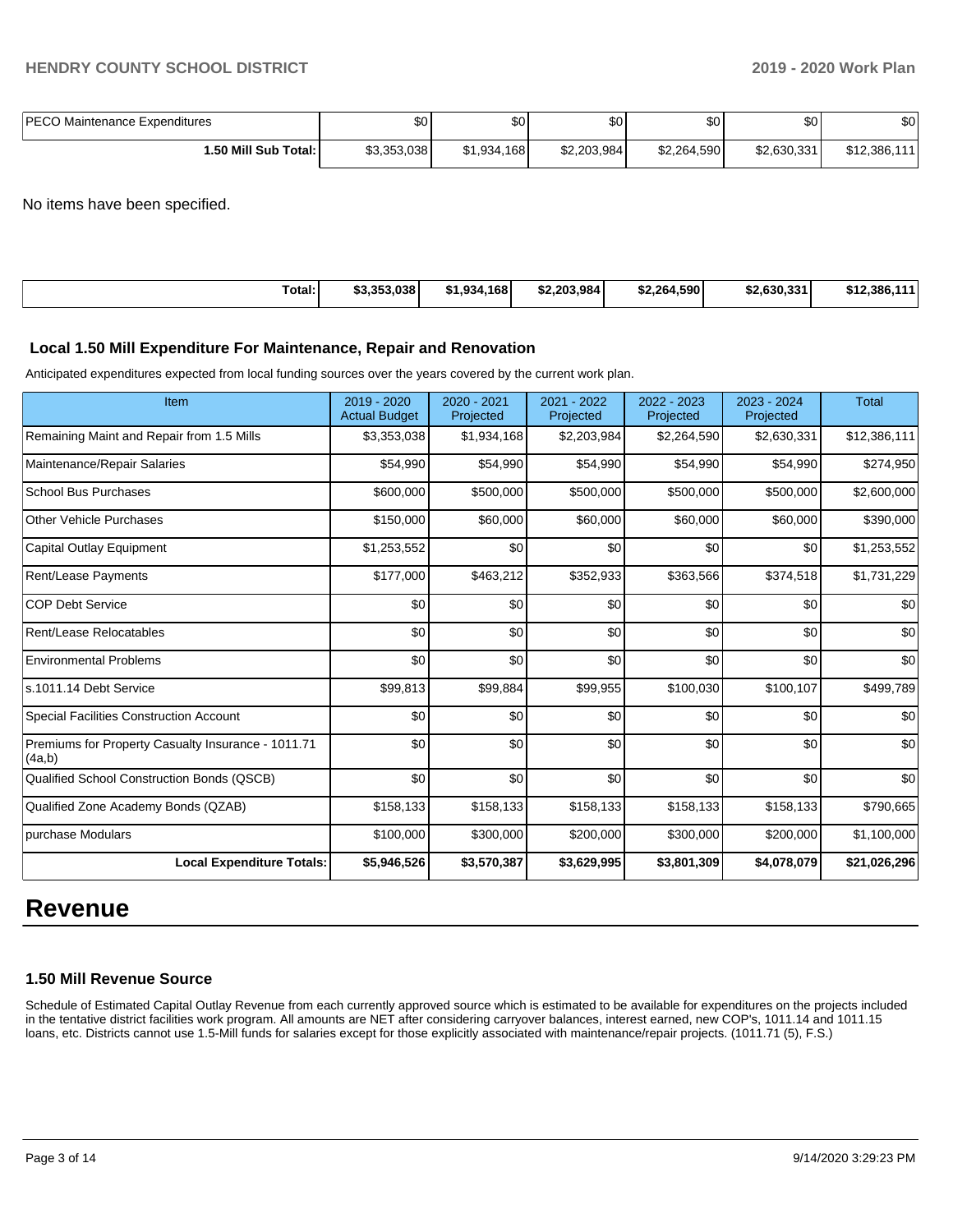| PECO Maintenance Expenditures | $0 | $0 | $0 | $0 | $0 | $0 |
|---|---|---|---|---|---|---|
| 1.50 Mill Sub Total: | $3,353,038 | $1,934,168 | $2,203,984 | $2,264,590 | $2,630,331 | $12,386,111 |

No items have been specified.

| Total: | $3,353,038 | $1,934,168 | $2,203,984 | $2,264,590 | $2,630,331 | $12,386,111 |
|---|---|---|---|---|---|---|

### Local 1.50 Mill Expenditure For Maintenance, Repair and Renovation

Anticipated expenditures expected from local funding sources over the years covered by the current work plan.

| Item | 2019 - 2020 Actual Budget | 2020 - 2021 Projected | 2021 - 2022 Projected | 2022 - 2023 Projected | 2023 - 2024 Projected | Total |
|---|---|---|---|---|---|---|
| Remaining Maint and Repair from 1.5 Mills | $3,353,038 | $1,934,168 | $2,203,984 | $2,264,590 | $2,630,331 | $12,386,111 |
| Maintenance/Repair Salaries | $54,990 | $54,990 | $54,990 | $54,990 | $54,990 | $274,950 |
| School Bus Purchases | $600,000 | $500,000 | $500,000 | $500,000 | $500,000 | $2,600,000 |
| Other Vehicle Purchases | $150,000 | $60,000 | $60,000 | $60,000 | $60,000 | $390,000 |
| Capital Outlay Equipment | $1,253,552 | $0 | $0 | $0 | $0 | $1,253,552 |
| Rent/Lease Payments | $177,000 | $463,212 | $352,933 | $363,566 | $374,518 | $1,731,229 |
| COP Debt Service | $0 | $0 | $0 | $0 | $0 | $0 |
| Rent/Lease Relocatables | $0 | $0 | $0 | $0 | $0 | $0 |
| Environmental Problems | $0 | $0 | $0 | $0 | $0 | $0 |
| s.1011.14 Debt Service | $99,813 | $99,884 | $99,955 | $100,030 | $100,107 | $499,789 |
| Special Facilities Construction Account | $0 | $0 | $0 | $0 | $0 | $0 |
| Premiums for Property Casualty Insurance - 1011.71 (4a,b) | $0 | $0 | $0 | $0 | $0 | $0 |
| Qualified School Construction Bonds (QSCB) | $0 | $0 | $0 | $0 | $0 | $0 |
| Qualified Zone Academy Bonds (QZAB) | $158,133 | $158,133 | $158,133 | $158,133 | $158,133 | $790,665 |
| purchase Modulars | $100,000 | $300,000 | $200,000 | $300,000 | $200,000 | $1,100,000 |
| **Local Expenditure Totals:** | **$5,946,526** | **$3,570,387** | **$3,629,995** | **$3,801,309** | **$4,078,079** | **$21,026,296** |

# Revenue

### 1.50 Mill Revenue Source

Schedule of Estimated Capital Outlay Revenue from each currently approved source which is estimated to be available for expenditures on the projects included in the tentative district facilities work program. All amounts are NET after considering carryover balances, interest earned, new COP's, 1011.14 and 1011.15 loans, etc. Districts cannot use 1.5-Mill funds for salaries except for those explicitly associated with maintenance/repair projects. (1011.71 (5), F.S.)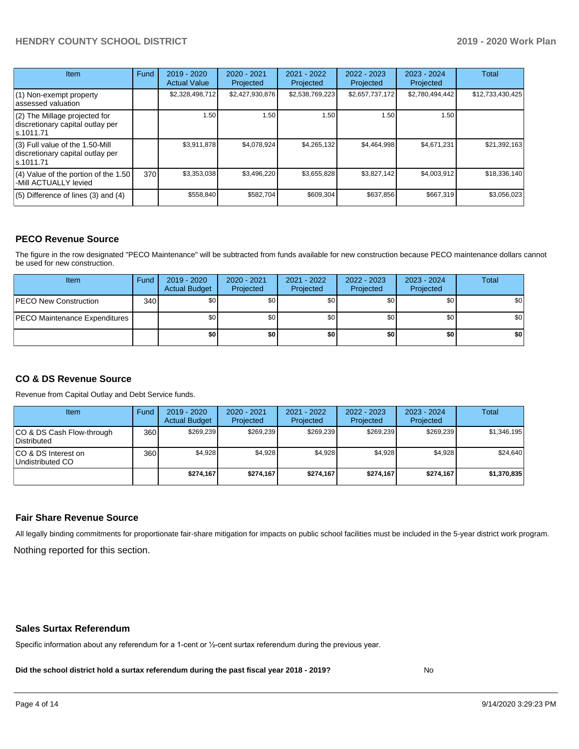| Item | Fund | 2019 - 2020 Actual Value | 2020 - 2021 Projected | 2021 - 2022 Projected | 2022 - 2023 Projected | 2023 - 2024 Projected | Total |
|---|---|---|---|---|---|---|---|
| (1) Non-exempt property assessed valuation | | $2,328,498,712 | $2,427,930,876 | $2,538,769,223 | $2,657,737,172 | $2,780,494,442 | $12,733,430,425 |
| (2) The Millage projected for discretionary capital outlay per s.1011.71 | | 1.50 | 1.50 | 1.50 | 1.50 | 1.50 | |
| (3) Full value of the 1.50-Mill discretionary capital outlay per s.1011.71 | | $3,911,878 | $4,078,924 | $4,265,132 | $4,464,998 | $4,671,231 | $21,392,163 |
| (4) Value of the portion of the 1.50 -Mill ACTUALLY levied | 370 | $3,353,038 | $3,496,220 | $3,655,828 | $3,827,142 | $4,003,912 | $18,336,140 |
| (5) Difference of lines (3) and (4) | | $558,840 | $582,704 | $609,304 | $637,856 | $667,319 | $3,056,023 |

## PECO Revenue Source

The figure in the row designated "PECO Maintenance" will be subtracted from funds available for new construction because PECO maintenance dollars cannot be used for new construction.

| Item | Fund | 2019 - 2020 Actual Budget | 2020 - 2021 Projected | 2021 - 2022 Projected | 2022 - 2023 Projected | 2023 - 2024 Projected | Total |
|---|---|---|---|---|---|---|---|
| PECO New Construction | 340 | $0 | $0 | $0 | $0 | $0 | $0 |
| PECO Maintenance Expenditures | | $0 | $0 | $0 | $0 | $0 | $0 |
| | | **$0** | **$0** | **$0** | **$0** | **$0** | **$0** |

## CO & DS Revenue Source

Revenue from Capital Outlay and Debt Service funds.

| Item | Fund | 2019 - 2020 Actual Budget | 2020 - 2021 Projected | 2021 - 2022 Projected | 2022 - 2023 Projected | 2023 - 2024 Projected | Total |
|---|---|---|---|---|---|---|---|
| CO & DS Cash Flow-through Distributed | 360 | $269,239 | $269,239 | $269,239 | $269,239 | $269,239 | $1,346,195 |
| CO & DS Interest on Undistributed CO | 360 | $4,928 | $4,928 | $4,928 | $4,928 | $4,928 | $24,640 |
| | | **$274,167** | **$274,167** | **$274,167** | **$274,167** | **$274,167** | **$1,370,835** |

## Fair Share Revenue Source

All legally binding commitments for proportionate fair-share mitigation for impacts on public school facilities must be included in the 5-year district work program.

Nothing reported for this section.

## Sales Surtax Referendum

Specific information about any referendum for a 1-cent or ½-cent surtax referendum during the previous year.

**Did the school district hold a surtax referendum during the past fiscal year 2018 - 2019?** No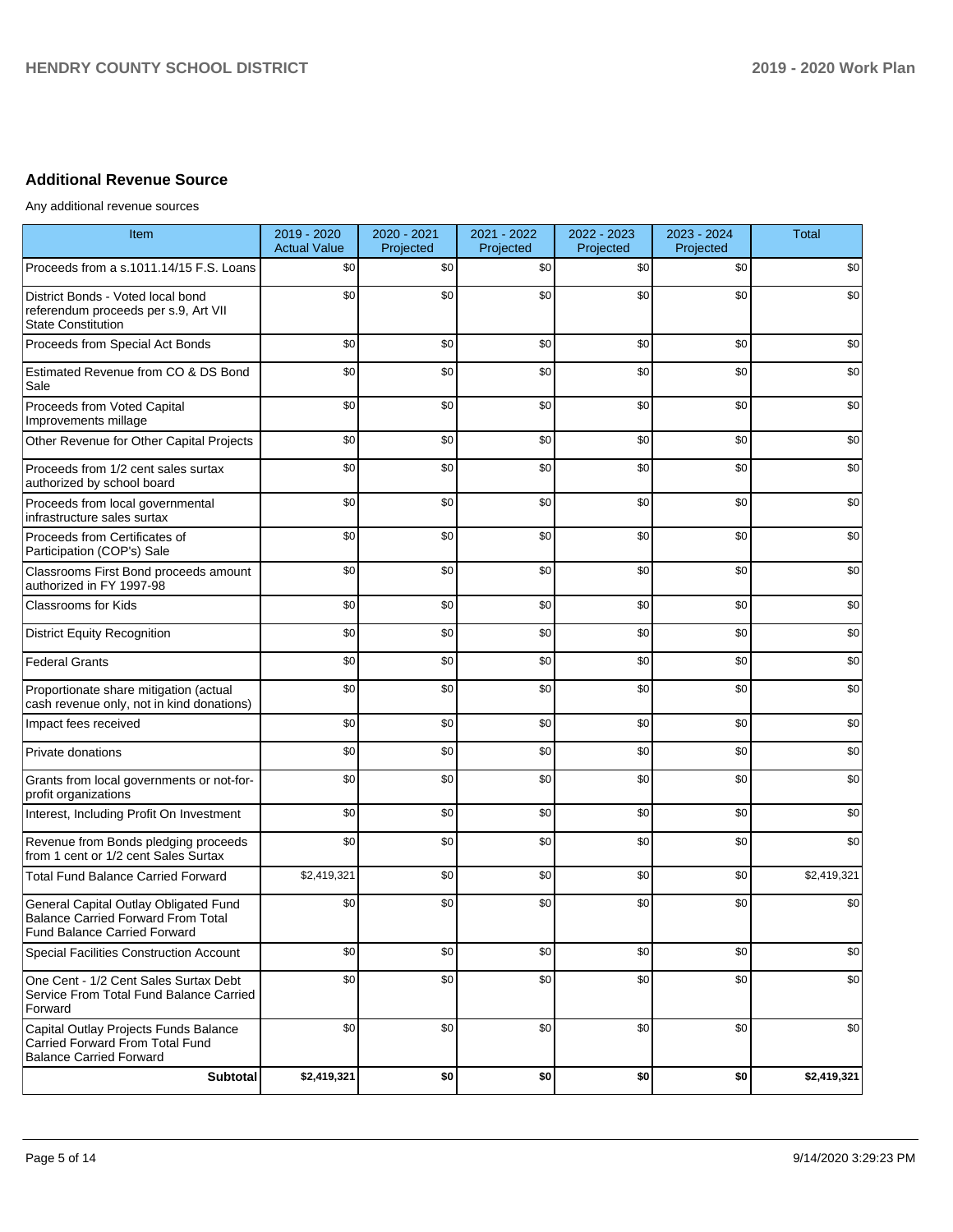## Additional Revenue Source

Any additional revenue sources

| Item | 2019 - 2020 Actual Value | 2020 - 2021 Projected | 2021 - 2022 Projected | 2022 - 2023 Projected | 2023 - 2024 Projected | Total |
|---|---|---|---|---|---|---|
| Proceeds from a s.1011.14/15 F.S. Loans | $0 | $0 | $0 | $0 | $0 | $0 |
| District Bonds - Voted local bond referendum proceeds per s.9, Art VII State Constitution | $0 | $0 | $0 | $0 | $0 | $0 |
| Proceeds from Special Act Bonds | $0 | $0 | $0 | $0 | $0 | $0 |
| Estimated Revenue from CO & DS Bond Sale | $0 | $0 | $0 | $0 | $0 | $0 |
| Proceeds from Voted Capital Improvements millage | $0 | $0 | $0 | $0 | $0 | $0 |
| Other Revenue for Other Capital Projects | $0 | $0 | $0 | $0 | $0 | $0 |
| Proceeds from 1/2 cent sales surtax authorized by school board | $0 | $0 | $0 | $0 | $0 | $0 |
| Proceeds from local governmental infrastructure sales surtax | $0 | $0 | $0 | $0 | $0 | $0 |
| Proceeds from Certificates of Participation (COP's) Sale | $0 | $0 | $0 | $0 | $0 | $0 |
| Classrooms First Bond proceeds amount authorized in FY 1997-98 | $0 | $0 | $0 | $0 | $0 | $0 |
| Classrooms for Kids | $0 | $0 | $0 | $0 | $0 | $0 |
| District Equity Recognition | $0 | $0 | $0 | $0 | $0 | $0 |
| Federal Grants | $0 | $0 | $0 | $0 | $0 | $0 |
| Proportionate share mitigation (actual cash revenue only, not in kind donations) | $0 | $0 | $0 | $0 | $0 | $0 |
| Impact fees received | $0 | $0 | $0 | $0 | $0 | $0 |
| Private donations | $0 | $0 | $0 | $0 | $0 | $0 |
| Grants from local governments or not-for-profit organizations | $0 | $0 | $0 | $0 | $0 | $0 |
| Interest, Including Profit On Investment | $0 | $0 | $0 | $0 | $0 | $0 |
| Revenue from Bonds pledging proceeds from 1 cent or 1/2 cent Sales Surtax | $0 | $0 | $0 | $0 | $0 | $0 |
| Total Fund Balance Carried Forward | $2,419,321 | $0 | $0 | $0 | $0 | $2,419,321 |
| General Capital Outlay Obligated Fund Balance Carried Forward From Total Fund Balance Carried Forward | $0 | $0 | $0 | $0 | $0 | $0 |
| Special Facilities Construction Account | $0 | $0 | $0 | $0 | $0 | $0 |
| One Cent - 1/2 Cent Sales Surtax Debt Service From Total Fund Balance Carried Forward | $0 | $0 | $0 | $0 | $0 | $0 |
| Capital Outlay Projects Funds Balance Carried Forward From Total Fund Balance Carried Forward | $0 | $0 | $0 | $0 | $0 | $0 |
| **Subtotal** | **$2,419,321** | **$0** | **$0** | **$0** | **$0** | **$2,419,321** |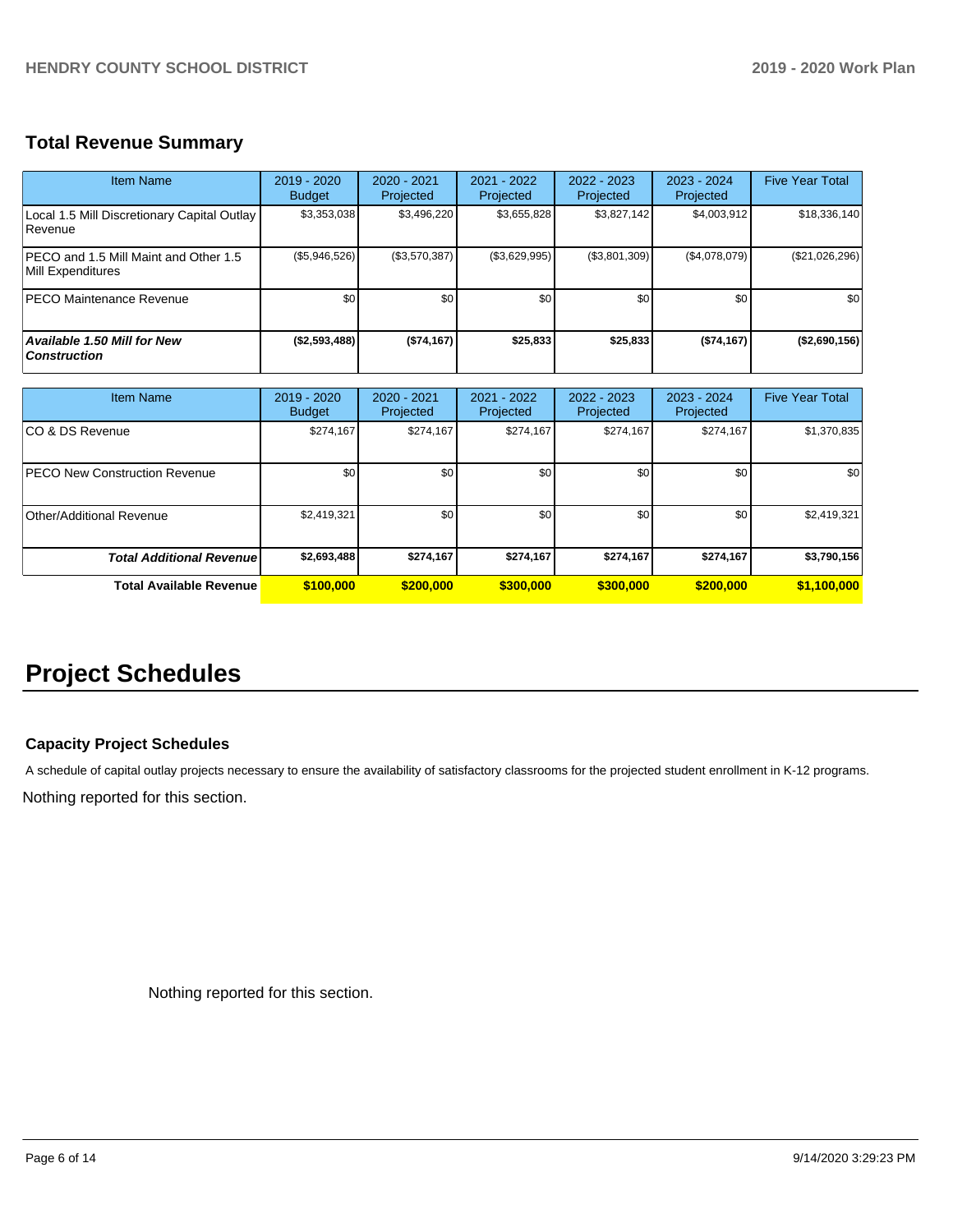## Total Revenue Summary

| Item Name | 2019 - 2020 Budget | 2020 - 2021 Projected | 2021 - 2022 Projected | 2022 - 2023 Projected | 2023 - 2024 Projected | Five Year Total |
|---|---|---|---|---|---|---|
| Local 1.5 Mill Discretionary Capital Outlay Revenue | $3,353,038 | $3,496,220 | $3,655,828 | $3,827,142 | $4,003,912 | $18,336,140 |
| PECO and 1.5 Mill Maint and Other 1.5 Mill Expenditures | ($5,946,526) | ($3,570,387) | ($3,629,995) | ($3,801,309) | ($4,078,079) | ($21,026,296) |
| PECO Maintenance Revenue | $0 | $0 | $0 | $0 | $0 | $0 |
| ***Available 1.50 Mill for New Construction*** | **($2,593,488)** | **($74,167)** | **$25,833** | **$25,833** | **($74,167)** | **($2,690,156)** |

| Item Name | 2019 - 2020 Budget | 2020 - 2021 Projected | 2021 - 2022 Projected | 2022 - 2023 Projected | 2023 - 2024 Projected | Five Year Total |
|---|---|---|---|---|---|---|
| CO & DS Revenue | $274,167 | $274,167 | $274,167 | $274,167 | $274,167 | $1,370,835 |
| PECO New Construction Revenue | $0 | $0 | $0 | $0 | $0 | $0 |
| Other/Additional Revenue | $2,419,321 | $0 | $0 | $0 | $0 | $2,419,321 |
| ***Total Additional Revenue*** | **$2,693,488** | **$274,167** | **$274,167** | **$274,167** | **$274,167** | **$3,790,156** |
| **Total Available Revenue** | **$100,000** | **$200,000** | **$300,000** | **$300,000** | **$200,000** | **$1,100,000** |

# Project Schedules

### Capacity Project Schedules

A schedule of capital outlay projects necessary to ensure the availability of satisfactory classrooms for the projected student enrollment in K-12 programs.

Nothing reported for this section.

Nothing reported for this section.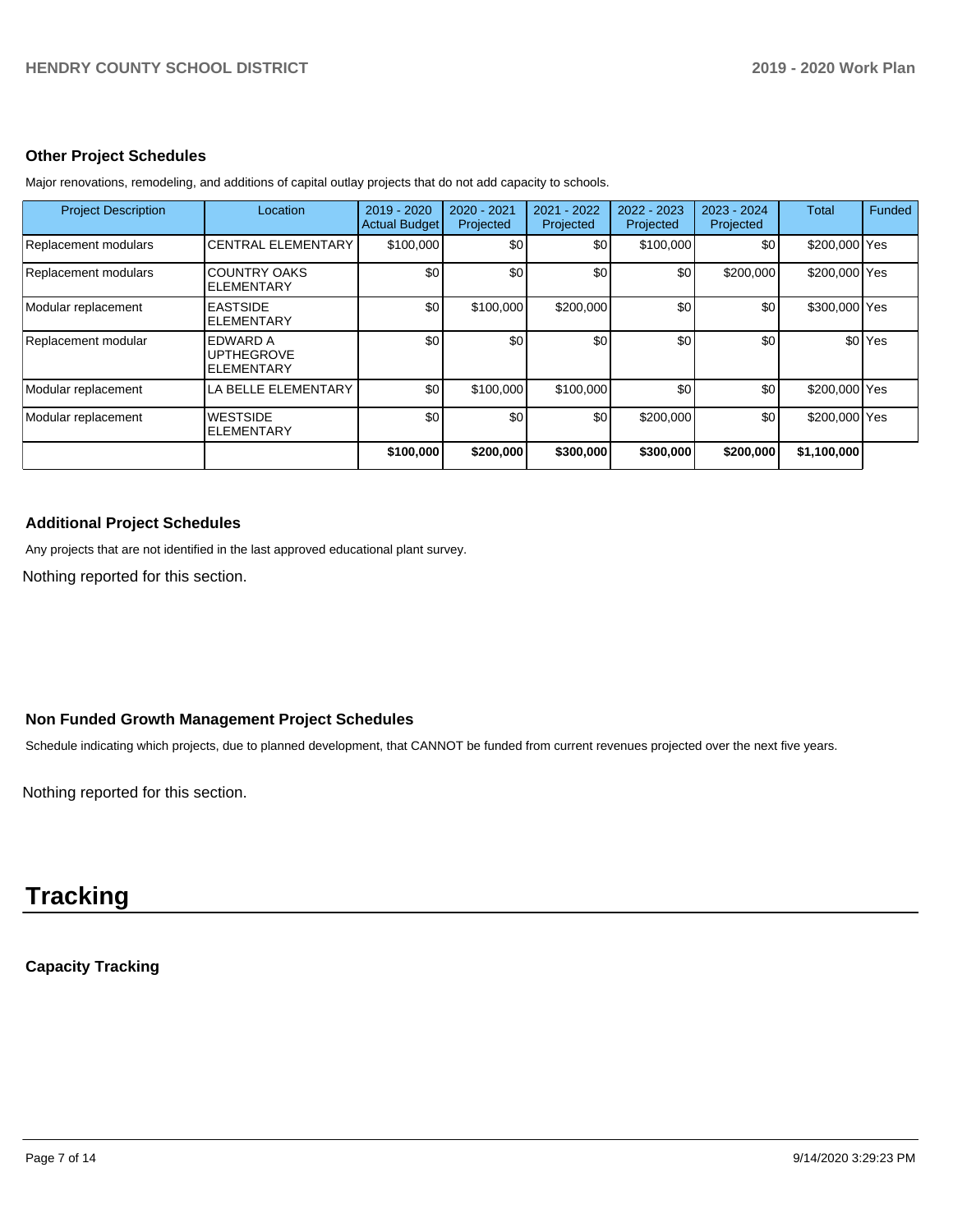### Other Project Schedules

Major renovations, remodeling, and additions of capital outlay projects that do not add capacity to schools.

| Project Description | Location | 2019 - 2020 Actual Budget | 2020 - 2021 Projected | 2021 - 2022 Projected | 2022 - 2023 Projected | 2023 - 2024 Projected | Total | Funded |
|---|---|---|---|---|---|---|---|---|
| Replacement modulars | CENTRAL ELEMENTARY | $100,000 | $0 | $0 | $100,000 | $0 | $200,000 | Yes |
| Replacement modulars | COUNTRY OAKS ELEMENTARY | $0 | $0 | $0 | $0 | $200,000 | $200,000 | Yes |
| Modular replacement | EASTSIDE ELEMENTARY | $0 | $100,000 | $200,000 | $0 | $0 | $300,000 | Yes |
| Replacement modular | EDWARD A UPTHEGROVE ELEMENTARY | $0 | $0 | $0 | $0 | $0 | $0 | Yes |
| Modular replacement | LA BELLE ELEMENTARY | $0 | $100,000 | $100,000 | $0 | $0 | $200,000 | Yes |
| Modular replacement | WESTSIDE ELEMENTARY | $0 | $0 | $0 | $200,000 | $0 | $200,000 | Yes |
| | | **$100,000** | **$200,000** | **$300,000** | **$300,000** | **$200,000** | **$1,100,000** | |

### Additional Project Schedules

Any projects that are not identified in the last approved educational plant survey.

Nothing reported for this section.

### Non Funded Growth Management Project Schedules

Schedule indicating which projects, due to planned development, that CANNOT be funded from current revenues projected over the next five years.

Nothing reported for this section.

# Tracking

### Capacity Tracking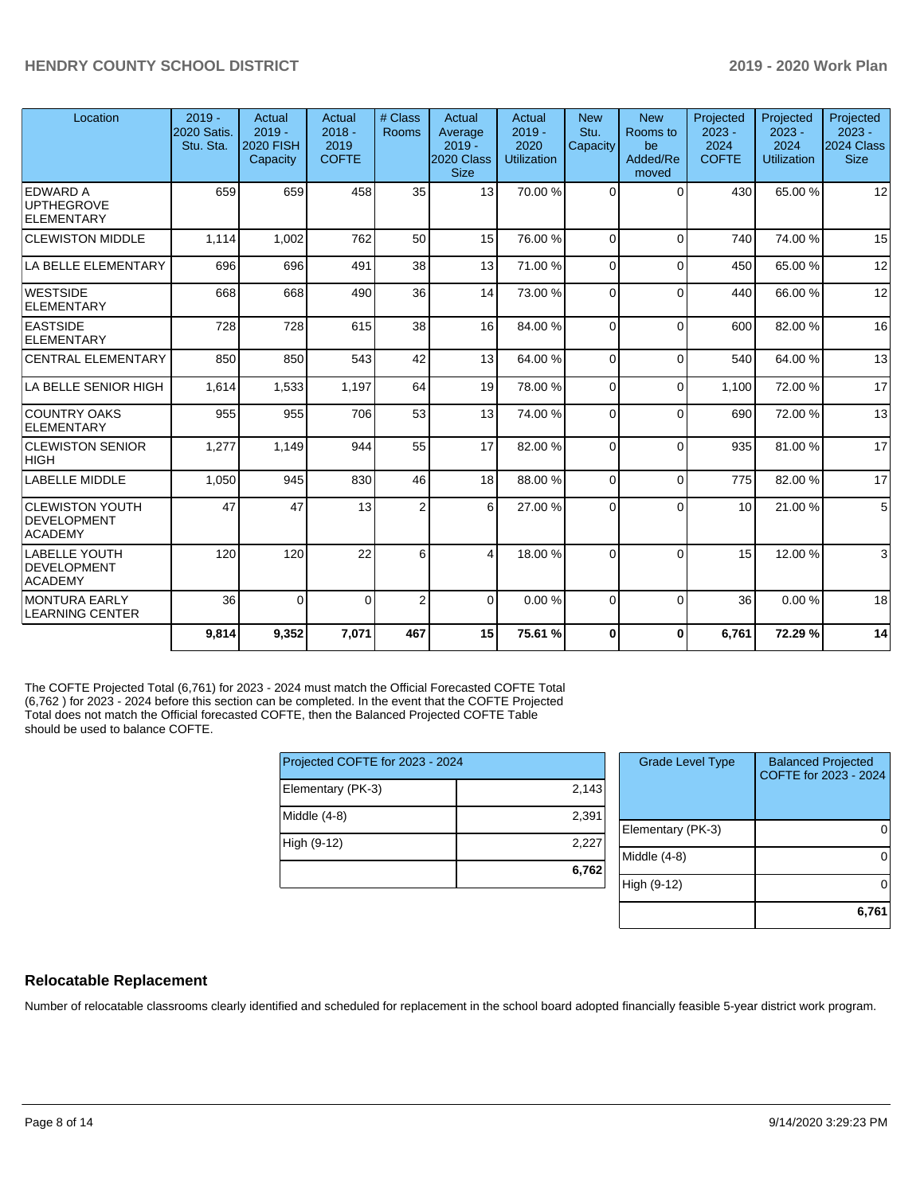| Location | 2019 - 2020 Satis. Stu. Sta. | Actual 2019 - 2020 FISH Capacity | Actual 2018 - 2019 COFTE | # Class Rooms | Actual Average 2019 - 2020 Class Size | Actual 2019 - 2020 Utilization | New Stu. Capacity | New Rooms to be Added/Removed | Projected 2023 - 2024 COFTE | Projected 2023 - 2024 Utilization | Projected 2023 - 2024 Class Size |
|---|---|---|---|---|---|---|---|---|---|---|---|
| EDWARD A UPTHEGROVE ELEMENTARY | 659 | 659 | 458 | 35 | 13 | 70.00 % | 0 | 0 | 430 | 65.00 % | 12 |
| CLEWISTON MIDDLE | 1,114 | 1,002 | 762 | 50 | 15 | 76.00 % | 0 | 0 | 740 | 74.00 % | 15 |
| LA BELLE ELEMENTARY | 696 | 696 | 491 | 38 | 13 | 71.00 % | 0 | 0 | 450 | 65.00 % | 12 |
| WESTSIDE ELEMENTARY | 668 | 668 | 490 | 36 | 14 | 73.00 % | 0 | 0 | 440 | 66.00 % | 12 |
| EASTSIDE ELEMENTARY | 728 | 728 | 615 | 38 | 16 | 84.00 % | 0 | 0 | 600 | 82.00 % | 16 |
| CENTRAL ELEMENTARY | 850 | 850 | 543 | 42 | 13 | 64.00 % | 0 | 0 | 540 | 64.00 % | 13 |
| LA BELLE SENIOR HIGH | 1,614 | 1,533 | 1,197 | 64 | 19 | 78.00 % | 0 | 0 | 1,100 | 72.00 % | 17 |
| COUNTRY OAKS ELEMENTARY | 955 | 955 | 706 | 53 | 13 | 74.00 % | 0 | 0 | 690 | 72.00 % | 13 |
| CLEWISTON SENIOR HIGH | 1,277 | 1,149 | 944 | 55 | 17 | 82.00 % | 0 | 0 | 935 | 81.00 % | 17 |
| LABELLE MIDDLE | 1,050 | 945 | 830 | 46 | 18 | 88.00 % | 0 | 0 | 775 | 82.00 % | 17 |
| CLEWISTON YOUTH DEVELOPMENT ACADEMY | 47 | 47 | 13 | 2 | 6 | 27.00 % | 0 | 0 | 10 | 21.00 % | 5 |
| LABELLE YOUTH DEVELOPMENT ACADEMY | 120 | 120 | 22 | 6 | 4 | 18.00 % | 0 | 0 | 15 | 12.00 % | 3 |
| MONTURA EARLY LEARNING CENTER | 36 | 0 | 0 | 2 | 0 | 0.00 % | 0 | 0 | 36 | 0.00 % | 18 |
| | **9,814** | **9,352** | **7,071** | **467** | **15** | **75.61 %** | **0** | **0** | **6,761** | **72.29 %** | **14** |

The COFTE Projected Total (6,761) for 2023 - 2024 must match the Official Forecasted COFTE Total (6,762 ) for 2023 - 2024 before this section can be completed. In the event that the COFTE Projected Total does not match the Official forecasted COFTE, then the Balanced Projected COFTE Table should be used to balance COFTE.

| Projected COFTE for 2023 - 2024 | |
|---|---|
| Elementary (PK-3) | 2,143 |
| Middle (4-8) | 2,391 |
| High (9-12) | 2,227 |
| | **6,762** |

| Grade Level Type | Balanced Projected COFTE for 2023 - 2024 |
|---|---|
| Elementary (PK-3) | 0 |
| Middle (4-8) | 0 |
| High (9-12) | 0 |
| | **6,761** |

## Relocatable Replacement

Number of relocatable classrooms clearly identified and scheduled for replacement in the school board adopted financially feasible 5-year district work program.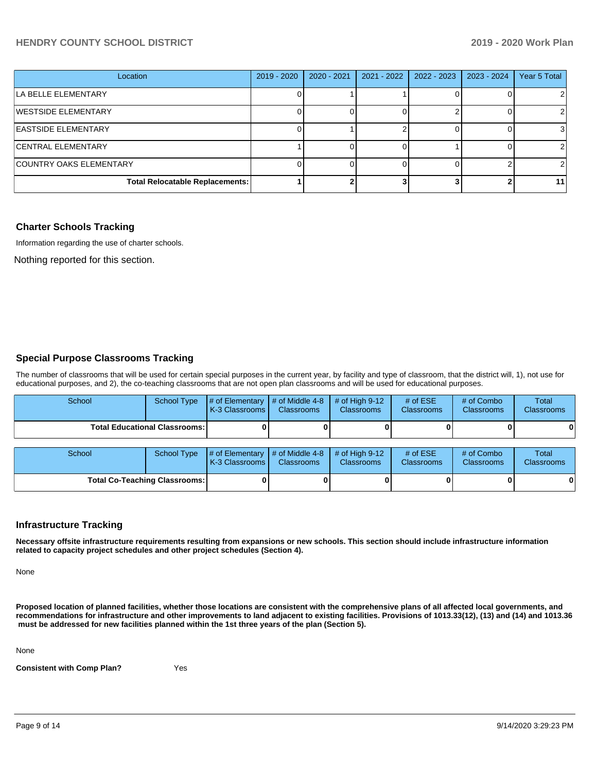| Location | 2019 - 2020 | 2020 - 2021 | 2021 - 2022 | 2022 - 2023 | 2023 - 2024 | Year 5 Total |
|---|---|---|---|---|---|---|
| LA BELLE ELEMENTARY | 0 | 1 | 1 | 0 | 0 | 2 |
| WESTSIDE ELEMENTARY | 0 | 0 | 0 | 2 | 0 | 2 |
| EASTSIDE ELEMENTARY | 0 | 1 | 2 | 0 | 0 | 3 |
| CENTRAL ELEMENTARY | 1 | 0 | 0 | 1 | 0 | 2 |
| COUNTRY OAKS ELEMENTARY | 0 | 0 | 0 | 0 | 2 | 2 |
| **Total Relocatable Replacements:** | **1** | **2** | **3** | **3** | **2** | **11** |

## Charter Schools Tracking

Information regarding the use of charter schools.

Nothing reported for this section.

## Special Purpose Classrooms Tracking

The number of classrooms that will be used for certain special purposes in the current year, by facility and type of classroom, that the district will, 1), not use for educational purposes, and 2), the co-teaching classrooms that are not open plan classrooms and will be used for educational purposes.

| School | School Type | # of Elementary K-3 Classrooms | # of Middle 4-8 Classrooms | # of High 9-12 Classrooms | # of ESE Classrooms | # of Combo Classrooms | Total Classrooms |
|---|---|---|---|---|---|---|---|
| **Total Educational Classrooms:** | | **0** | **0** | **0** | **0** | **0** | **0** |

| School | School Type | # of Elementary K-3 Classrooms | # of Middle 4-8 Classrooms | # of High 9-12 Classrooms | # of ESE Classrooms | # of Combo Classrooms | Total Classrooms |
|---|---|---|---|---|---|---|---|
| **Total Co-Teaching Classrooms:** | | **0** | **0** | **0** | **0** | **0** | **0** |

## Infrastructure Tracking

**Necessary offsite infrastructure requirements resulting from expansions or new schools. This section should include infrastructure information related to capacity project schedules and other project schedules (Section 4).**

None

**Proposed location of planned facilities, whether those locations are consistent with the comprehensive plans of all affected local governments, and recommendations for infrastructure and other improvements to land adjacent to existing facilities. Provisions of 1013.33(12), (13) and (14) and 1013.36 must be addressed for new facilities planned within the 1st three years of the plan (Section 5).**

None

**Consistent with Comp Plan?** Yes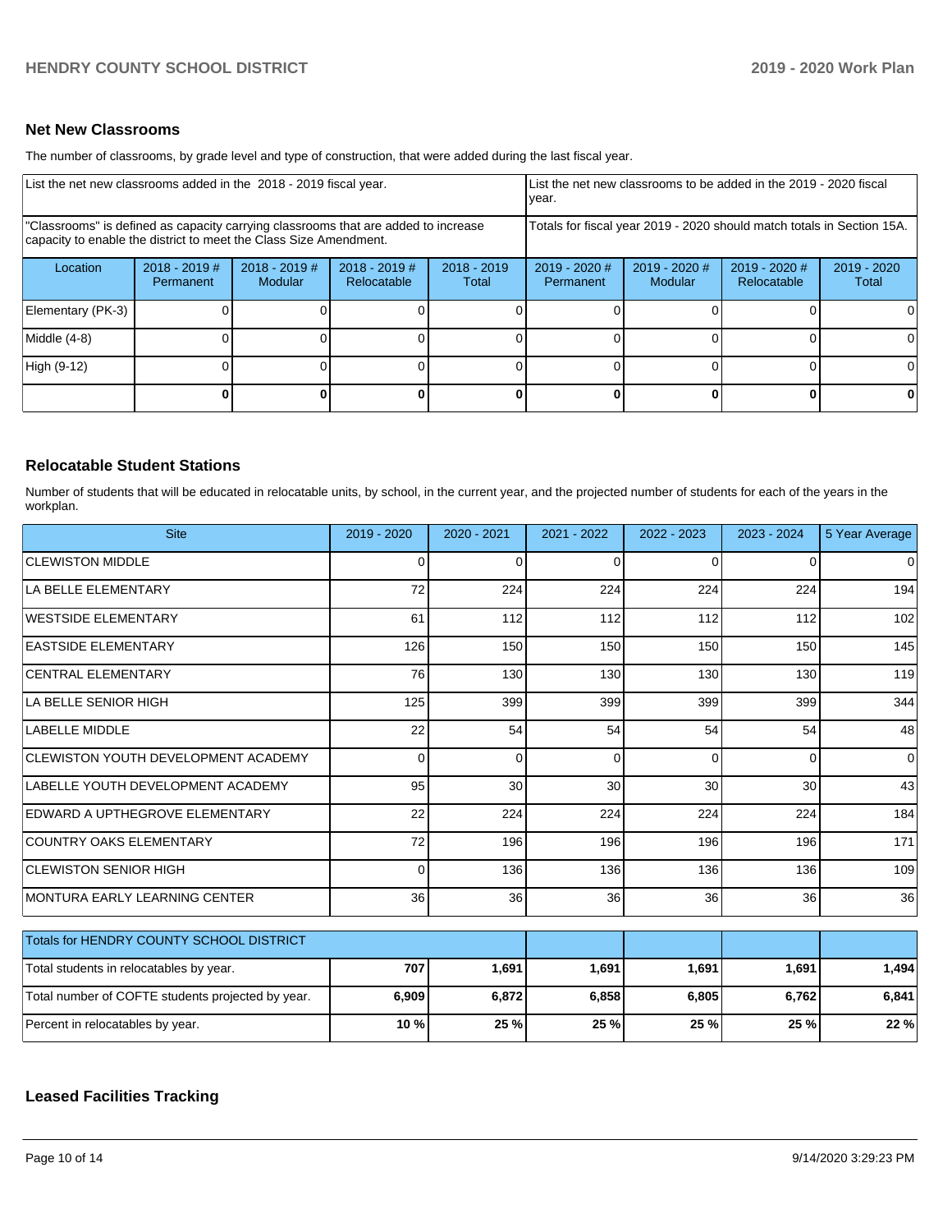## Net New Classrooms

The number of classrooms, by grade level and type of construction, that were added during the last fiscal year.

| List the net new classrooms added in the 2018 - 2019 fiscal year. | | | | | List the net new classrooms to be added in the 2019 - 2020 fiscal year. | | | |
|---|---|---|---|---|---|---|---|---|
| "Classrooms" is defined as capacity carrying classrooms that are added to increase capacity to enable the district to meet the Class Size Amendment. | | | | | Totals for fiscal year 2019 - 2020 should match totals in Section 15A. | | | |
| Location | 2018 - 2019 # Permanent | 2018 - 2019 # Modular | 2018 - 2019 # Relocatable | 2018 - 2019 Total | 2019 - 2020 # Permanent | 2019 - 2020 # Modular | 2019 - 2020 # Relocatable | 2019 - 2020 Total |
| Elementary (PK-3) | 0 | 0 | 0 | 0 | 0 | 0 | 0 | 0 |
| Middle (4-8) | 0 | 0 | 0 | 0 | 0 | 0 | 0 | 0 |
| High (9-12) | 0 | 0 | 0 | 0 | 0 | 0 | 0 | 0 |
| | **0** | **0** | **0** | **0** | **0** | **0** | **0** | **0** |

## Relocatable Student Stations

Number of students that will be educated in relocatable units, by school, in the current year, and the projected number of students for each of the years in the workplan.

| Site | 2019 - 2020 | 2020 - 2021 | 2021 - 2022 | 2022 - 2023 | 2023 - 2024 | 5 Year Average |
|---|---|---|---|---|---|---|
| CLEWISTON MIDDLE | 0 | 0 | 0 | 0 | 0 | 0 |
| LA BELLE ELEMENTARY | 72 | 224 | 224 | 224 | 224 | 194 |
| WESTSIDE ELEMENTARY | 61 | 112 | 112 | 112 | 112 | 102 |
| EASTSIDE ELEMENTARY | 126 | 150 | 150 | 150 | 150 | 145 |
| CENTRAL ELEMENTARY | 76 | 130 | 130 | 130 | 130 | 119 |
| LA BELLE SENIOR HIGH | 125 | 399 | 399 | 399 | 399 | 344 |
| LABELLE MIDDLE | 22 | 54 | 54 | 54 | 54 | 48 |
| CLEWISTON YOUTH DEVELOPMENT ACADEMY | 0 | 0 | 0 | 0 | 0 | 0 |
| LABELLE YOUTH DEVELOPMENT ACADEMY | 95 | 30 | 30 | 30 | 30 | 43 |
| EDWARD A UPTHEGROVE ELEMENTARY | 22 | 224 | 224 | 224 | 224 | 184 |
| COUNTRY OAKS ELEMENTARY | 72 | 196 | 196 | 196 | 196 | 171 |
| CLEWISTON SENIOR HIGH | 0 | 136 | 136 | 136 | 136 | 109 |
| MONTURA EARLY LEARNING CENTER | 36 | 36 | 36 | 36 | 36 | 36 |

| Totals for HENDRY COUNTY SCHOOL DISTRICT | | | | | | |
|---|---|---|---|---|---|---|
| Total students in relocatables by year. | **707** | **1,691** | **1,691** | **1,691** | **1,691** | **1,494** |
| Total number of COFTE students projected by year. | **6,909** | **6,872** | **6,858** | **6,805** | **6,762** | **6,841** |
| Percent in relocatables by year. | **10 %** | **25 %** | **25 %** | **25 %** | **25 %** | **22 %** |

## Leased Facilities Tracking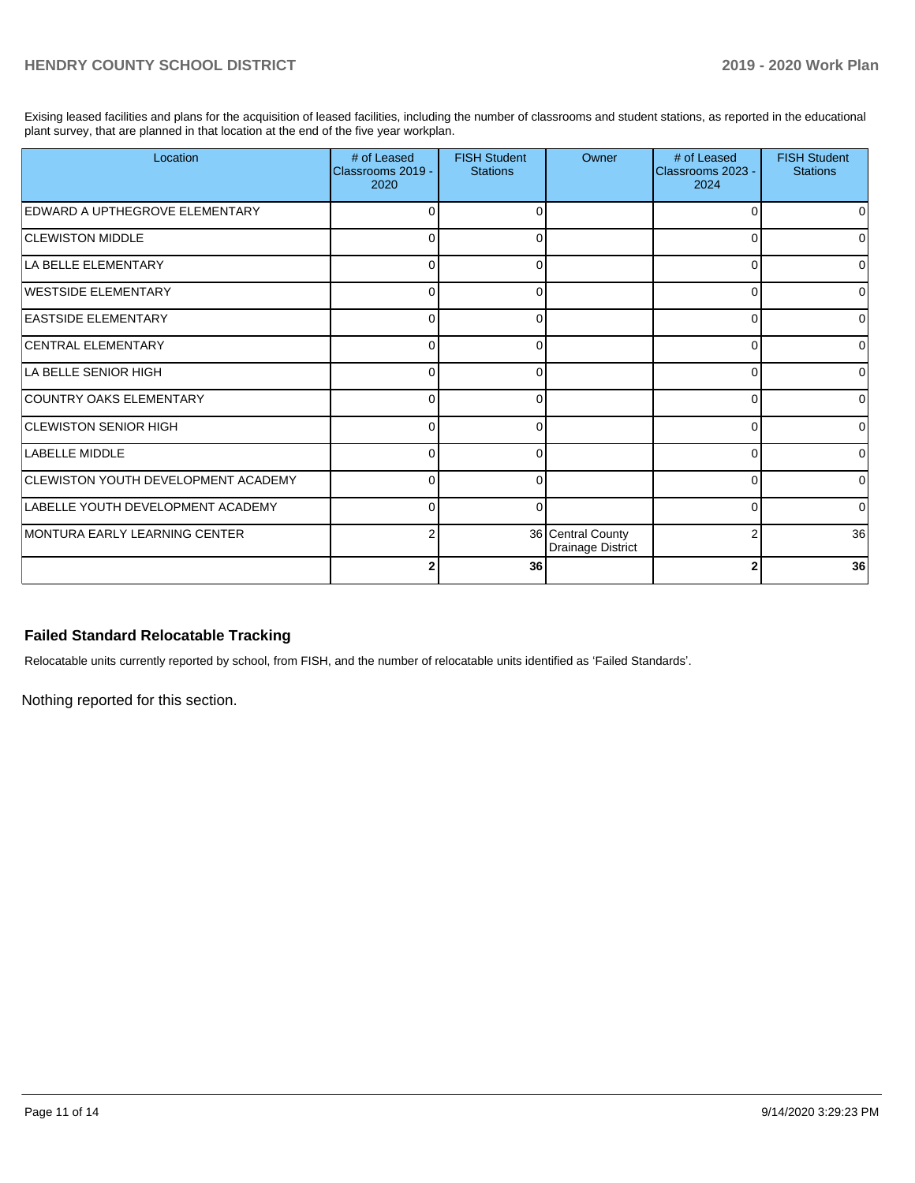Exising leased facilities and plans for the acquisition of leased facilities, including the number of classrooms and student stations, as reported in the educational plant survey, that are planned in that location at the end of the five year workplan.

| Location | # of Leased Classrooms 2019 - 2020 | FISH Student Stations | Owner | # of Leased Classrooms 2023 - 2024 | FISH Student Stations |
|---|---|---|---|---|---|
| EDWARD A UPTHEGROVE ELEMENTARY | 0 | 0 | | 0 | 0 |
| CLEWISTON MIDDLE | 0 | 0 | | 0 | 0 |
| LA BELLE ELEMENTARY | 0 | 0 | | 0 | 0 |
| WESTSIDE ELEMENTARY | 0 | 0 | | 0 | 0 |
| EASTSIDE ELEMENTARY | 0 | 0 | | 0 | 0 |
| CENTRAL ELEMENTARY | 0 | 0 | | 0 | 0 |
| LA BELLE SENIOR HIGH | 0 | 0 | | 0 | 0 |
| COUNTRY OAKS ELEMENTARY | 0 | 0 | | 0 | 0 |
| CLEWISTON SENIOR HIGH | 0 | 0 | | 0 | 0 |
| LABELLE MIDDLE | 0 | 0 | | 0 | 0 |
| CLEWISTON YOUTH DEVELOPMENT ACADEMY | 0 | 0 | | 0 | 0 |
| LABELLE YOUTH DEVELOPMENT ACADEMY | 0 | 0 | | 0 | 0 |
| MONTURA EARLY LEARNING CENTER | 2 | 36 | Central County Drainage District | 2 | 36 |
| | **2** | **36** | | **2** | **36** |

## Failed Standard Relocatable Tracking

Relocatable units currently reported by school, from FISH, and the number of relocatable units identified as 'Failed Standards'.

Nothing reported for this section.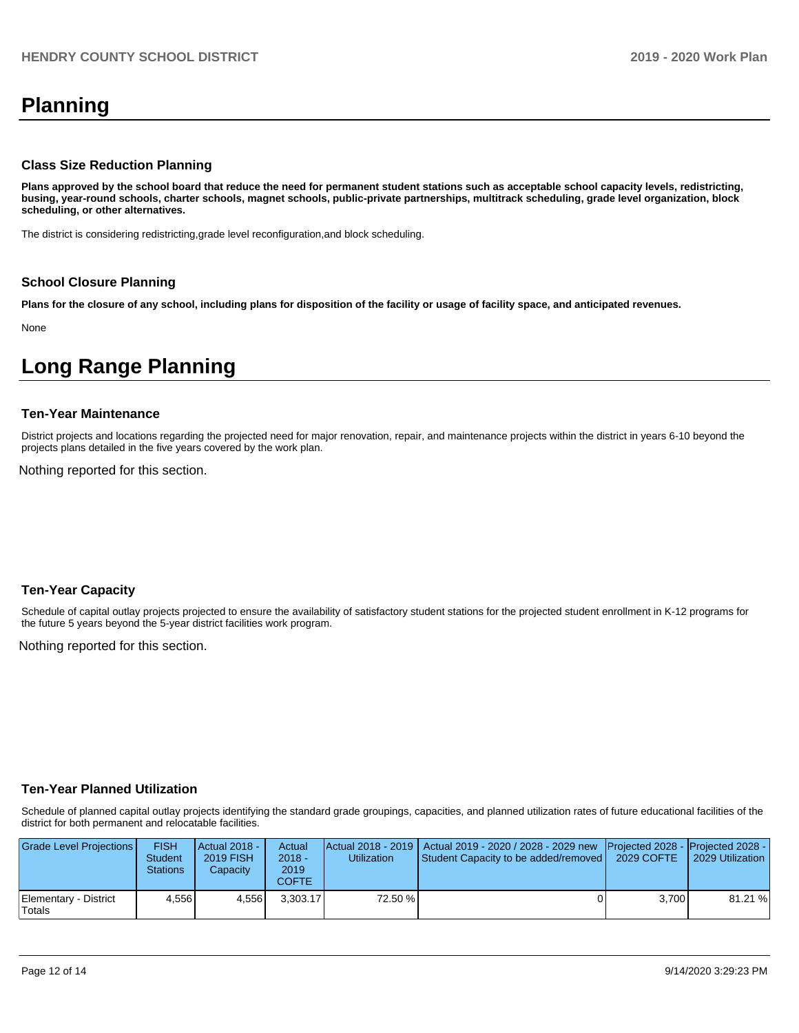# Planning

### Class Size Reduction Planning

**Plans approved by the school board that reduce the need for permanent student stations such as acceptable school capacity levels, redistricting, busing, year-round schools, charter schools, magnet schools, public-private partnerships, multitrack scheduling, grade level organization, block scheduling, or other alternatives.**

The district is considering redistricting,grade level reconfiguration,and block scheduling.

### School Closure Planning

**Plans for the closure of any school, including plans for disposition of the facility or usage of facility space, and anticipated revenues.**

None

# Long Range Planning

### Ten-Year Maintenance

District projects and locations regarding the projected need for major renovation, repair, and maintenance projects within the district in years 6-10 beyond the projects plans detailed in the five years covered by the work plan.

Nothing reported for this section.

### Ten-Year Capacity

Schedule of capital outlay projects projected to ensure the availability of satisfactory student stations for the projected student enrollment in K-12 programs for the future 5 years beyond the 5-year district facilities work program.

Nothing reported for this section.

### Ten-Year Planned Utilization

Schedule of planned capital outlay projects identifying the standard grade groupings, capacities, and planned utilization rates of future educational facilities of the district for both permanent and relocatable facilities.

| Grade Level Projections | FISH Student Stations | Actual 2018 - 2019 FISH Capacity | Actual 2018 - 2019 COFTE | Actual 2018 - 2019 Utilization | Actual 2019 - 2020 / 2028 - 2029 new Student Capacity to be added/removed | Projected 2028 - 2029 COFTE | Projected 2028 - 2029 Utilization |
|---|---|---|---|---|---|---|---|
| Elementary - District Totals | 4,556 | 4,556 | 3,303.17 | 72.50 % | 0 | 3,700 | 81.21 % |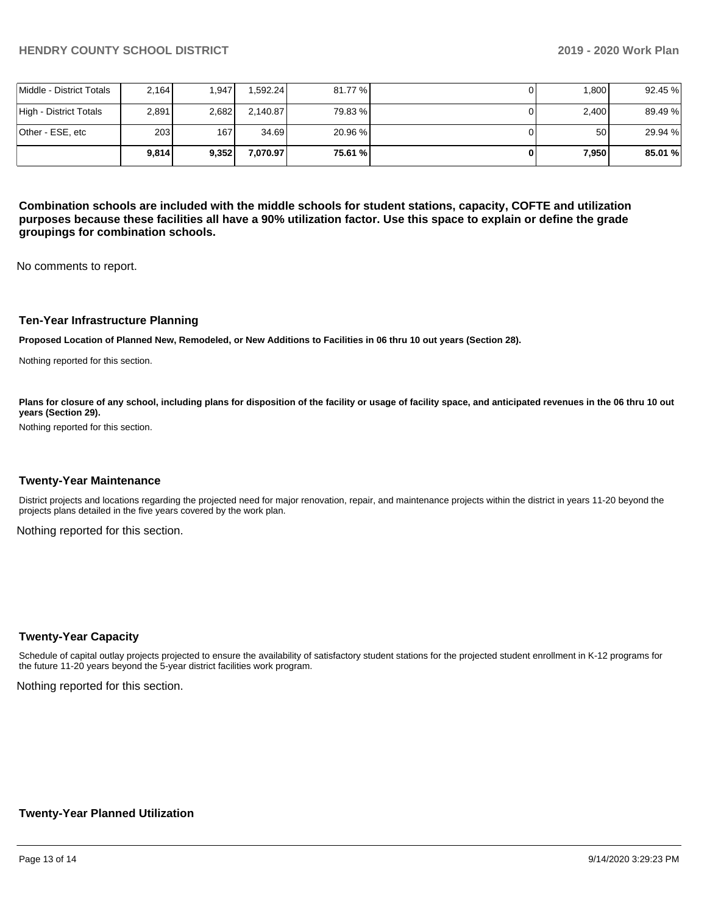| | | | | | | | |
|---|---|---|---|---|---|---|---|
| Middle - District Totals | 2,164 | 1,947 | 1,592.24 | 81.77 % | 0 | 1,800 | 92.45 % |
| High - District Totals | 2,891 | 2,682 | 2,140.87 | 79.83 % | 0 | 2,400 | 89.49 % |
| Other - ESE, etc | 203 | 167 | 34.69 | 20.96 % | 0 | 50 | 29.94 % |
| | **9,814** | **9,352** | **7,070.97** | **75.61 %** | **0** | **7,950** | **85.01 %** |

**Combination schools are included with the middle schools for student stations, capacity, COFTE and utilization purposes because these facilities all have a 90% utilization factor. Use this space to explain or define the grade groupings for combination schools.**

No comments to report.

### Ten-Year Infrastructure Planning

**Proposed Location of Planned New, Remodeled, or New Additions to Facilities in 06 thru 10 out years (Section 28).**

Nothing reported for this section.

**Plans for closure of any school, including plans for disposition of the facility or usage of facility space, and anticipated revenues in the 06 thru 10 out years (Section 29).**

Nothing reported for this section.

### Twenty-Year Maintenance

District projects and locations regarding the projected need for major renovation, repair, and maintenance projects within the district in years 11-20 beyond the projects plans detailed in the five years covered by the work plan.

Nothing reported for this section.

### Twenty-Year Capacity

Schedule of capital outlay projects projected to ensure the availability of satisfactory student stations for the projected student enrollment in K-12 programs for the future 11-20 years beyond the 5-year district facilities work program.

Nothing reported for this section.

### Twenty-Year Planned Utilization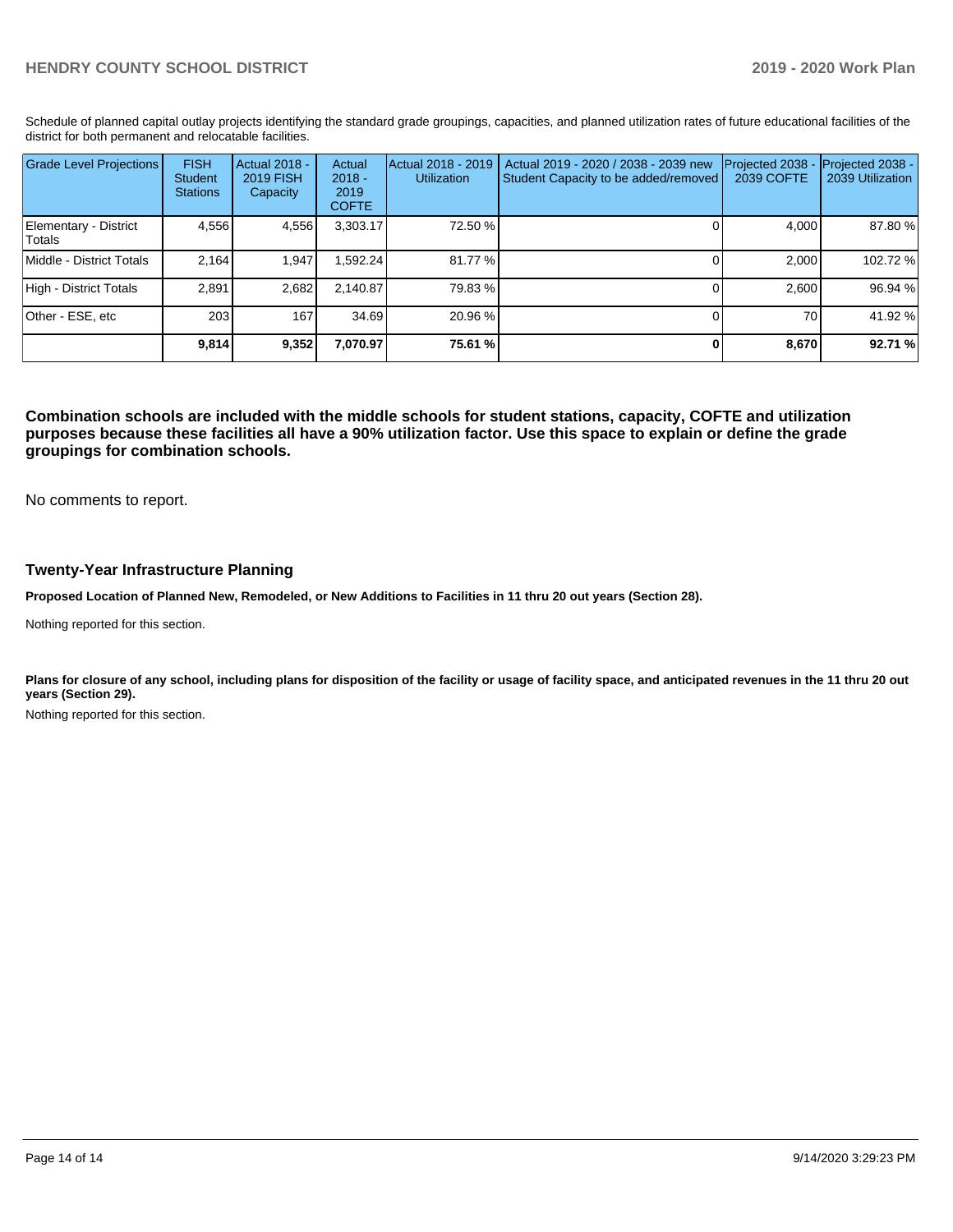Schedule of planned capital outlay projects identifying the standard grade groupings, capacities, and planned utilization rates of future educational facilities of the district for both permanent and relocatable facilities.

| Grade Level Projections | FISH Student Stations | Actual 2018 - 2019 FISH Capacity | Actual 2018 - 2019 COFTE | Actual 2018 - 2019 Utilization | Actual 2019 - 2020 / 2038 - 2039 new Student Capacity to be added/removed | Projected 2038 - 2039 COFTE | Projected 2038 - 2039 Utilization |
|---|---|---|---|---|---|---|---|
| Elementary - District Totals | 4,556 | 4,556 | 3,303.17 | 72.50 % | 0 | 4,000 | 87.80 % |
| Middle - District Totals | 2,164 | 1,947 | 1,592.24 | 81.77 % | 0 | 2,000 | 102.72 % |
| High - District Totals | 2,891 | 2,682 | 2,140.87 | 79.83 % | 0 | 2,600 | 96.94 % |
| Other - ESE, etc | 203 | 167 | 34.69 | 20.96 % | 0 | 70 | 41.92 % |
| | **9,814** | **9,352** | **7,070.97** | **75.61 %** | **0** | **8,670** | **92.71 %** |

**Combination schools are included with the middle schools for student stations, capacity, COFTE and utilization purposes because these facilities all have a 90% utilization factor. Use this space to explain or define the grade groupings for combination schools.**

No comments to report.

## Twenty-Year Infrastructure Planning

**Proposed Location of Planned New, Remodeled, or New Additions to Facilities in 11 thru 20 out years (Section 28).**

Nothing reported for this section.

**Plans for closure of any school, including plans for disposition of the facility or usage of facility space, and anticipated revenues in the 11 thru 20 out years (Section 29).**

Nothing reported for this section.